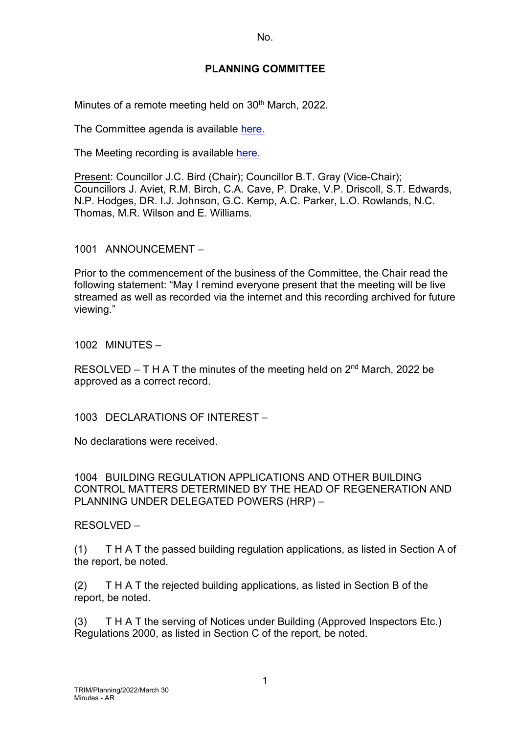No.

# PLANNING COMMITTEE

Minutes of a remote meeting held on 30th March, 2022.

The Committee agenda is available here.

The Meeting recording is available here.

Present: Councillor J.C. Bird (Chair); Councillor B.T. Gray (Vice-Chair); Councillors J. Aviet, R.M. Birch, C.A. Cave, P. Drake, V.P. Driscoll, S.T. Edwards, N.P. Hodges, DR. I.J. Johnson, G.C. Kemp, A.C. Parker, L.O. Rowlands, N.C. Thomas, M.R. Wilson and E. Williams.

## 1001 ANNOUNCEMENT –

Prior to the commencement of the business of the Committee, the Chair read the following statement: "May I remind everyone present that the meeting will be live streamed as well as recorded via the internet and this recording archived for future viewing."

## 1002 MINUTES –

RESOLVED – T H A T the minutes of the meeting held on 2nd March, 2022 be approved as a correct record.

## 1003 DECLARATIONS OF INTEREST –

No declarations were received.

## 1004 BUILDING REGULATION APPLICATIONS AND OTHER BUILDING CONTROL MATTERS DETERMINED BY THE HEAD OF REGENERATION AND PLANNING UNDER DELEGATED POWERS (HRP) –

RESOLVED –

(1) T H A T the passed building regulation applications, as listed in Section A of the report, be noted.

(2) T H A T the rejected building applications, as listed in Section B of the report, be noted.

(3) T H A T the serving of Notices under Building (Approved Inspectors Etc.) Regulations 2000, as listed in Section C of the report, be noted.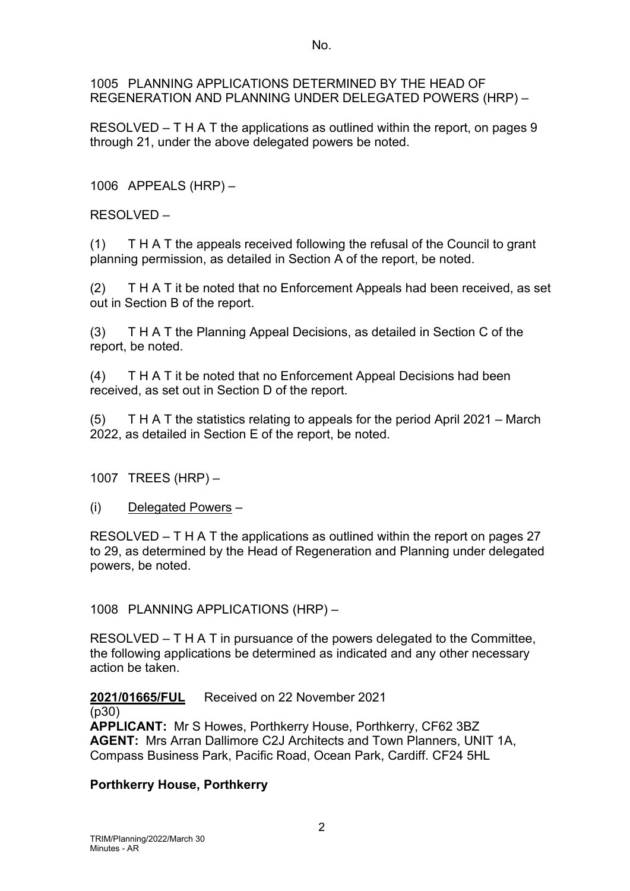No.

1005 PLANNING APPLICATIONS DETERMINED BY THE HEAD OF REGENERATION AND PLANNING UNDER DELEGATED POWERS (HRP) –

RESOLVED – T H A T the applications as outlined within the report, on pages 9 through 21, under the above delegated powers be noted.

1006 APPEALS (HRP) –

RESOLVED –

(1) T H A T the appeals received following the refusal of the Council to grant planning permission, as detailed in Section A of the report, be noted.

(2) T H A T it be noted that no Enforcement Appeals had been received, as set out in Section B of the report.

(3) T H A T the Planning Appeal Decisions, as detailed in Section C of the report, be noted.

(4) T H A T it be noted that no Enforcement Appeal Decisions had been received, as set out in Section D of the report.

(5) T H A T the statistics relating to appeals for the period April 2021 – March 2022, as detailed in Section E of the report, be noted.

1007 TREES (HRP) –

(i) Delegated Powers –

RESOLVED – T H A T the applications as outlined within the report on pages 27 to 29, as determined by the Head of Regeneration and Planning under delegated powers, be noted.

1008 PLANNING APPLICATIONS (HRP) –

RESOLVED – T H A T in pursuance of the powers delegated to the Committee, the following applications be determined as indicated and any other necessary action be taken.

**2021/01665/FUL** Received on 22 November 2021
(p30)
**APPLICANT:** Mr S Howes, Porthkerry House, Porthkerry, CF62 3BZ
**AGENT:** Mrs Arran Dallimore C2J Architects and Town Planners, UNIT 1A, Compass Business Park, Pacific Road, Ocean Park, Cardiff. CF24 5HL

**Porthkerry House, Porthkerry**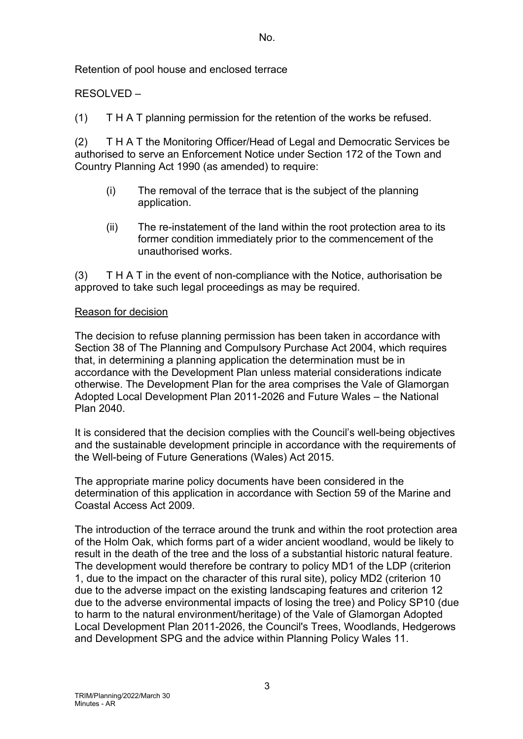No.

Retention of pool house and enclosed terrace

RESOLVED –

(1) T H A T planning permission for the retention of the works be refused.

(2) T H A T the Monitoring Officer/Head of Legal and Democratic Services be authorised to serve an Enforcement Notice under Section 172 of the Town and Country Planning Act 1990 (as amended) to require:

- (i) The removal of the terrace that is the subject of the planning application.
- (ii) The re-instatement of the land within the root protection area to its former condition immediately prior to the commencement of the unauthorised works.

(3) T H A T in the event of non-compliance with the Notice, authorisation be approved to take such legal proceedings as may be required.

Reason for decision

The decision to refuse planning permission has been taken in accordance with Section 38 of The Planning and Compulsory Purchase Act 2004, which requires that, in determining a planning application the determination must be in accordance with the Development Plan unless material considerations indicate otherwise. The Development Plan for the area comprises the Vale of Glamorgan Adopted Local Development Plan 2011-2026 and Future Wales – the National Plan 2040.

It is considered that the decision complies with the Council's well-being objectives and the sustainable development principle in accordance with the requirements of the Well-being of Future Generations (Wales) Act 2015.

The appropriate marine policy documents have been considered in the determination of this application in accordance with Section 59 of the Marine and Coastal Access Act 2009.

The introduction of the terrace around the trunk and within the root protection area of the Holm Oak, which forms part of a wider ancient woodland, would be likely to result in the death of the tree and the loss of a substantial historic natural feature. The development would therefore be contrary to policy MD1 of the LDP (criterion 1, due to the impact on the character of this rural site), policy MD2 (criterion 10 due to the adverse impact on the existing landscaping features and criterion 12 due to the adverse environmental impacts of losing the tree) and Policy SP10 (due to harm to the natural environment/heritage) of the Vale of Glamorgan Adopted Local Development Plan 2011-2026, the Council's Trees, Woodlands, Hedgerows and Development SPG and the advice within Planning Policy Wales 11.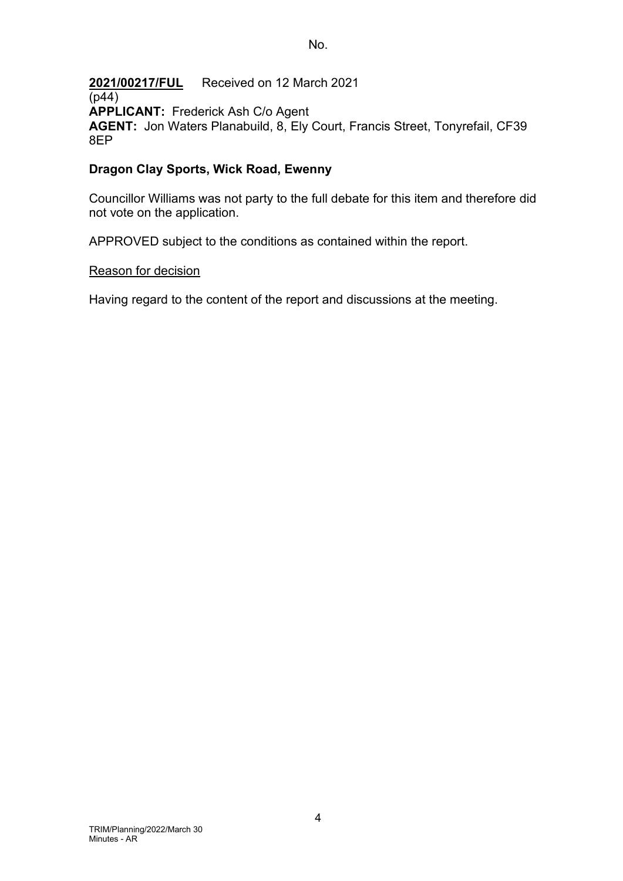No.

**2021/00217/FUL** Received on 12 March 2021
(p44)
**APPLICANT:** Frederick Ash C/o Agent
**AGENT:** Jon Waters Planabuild, 8, Ely Court, Francis Street, Tonyrefail, CF39 8EP

**Dragon Clay Sports, Wick Road, Ewenny**

Councillor Williams was not party to the full debate for this item and therefore did not vote on the application.

APPROVED subject to the conditions as contained within the report.

Reason for decision

Having regard to the content of the report and discussions at the meeting.